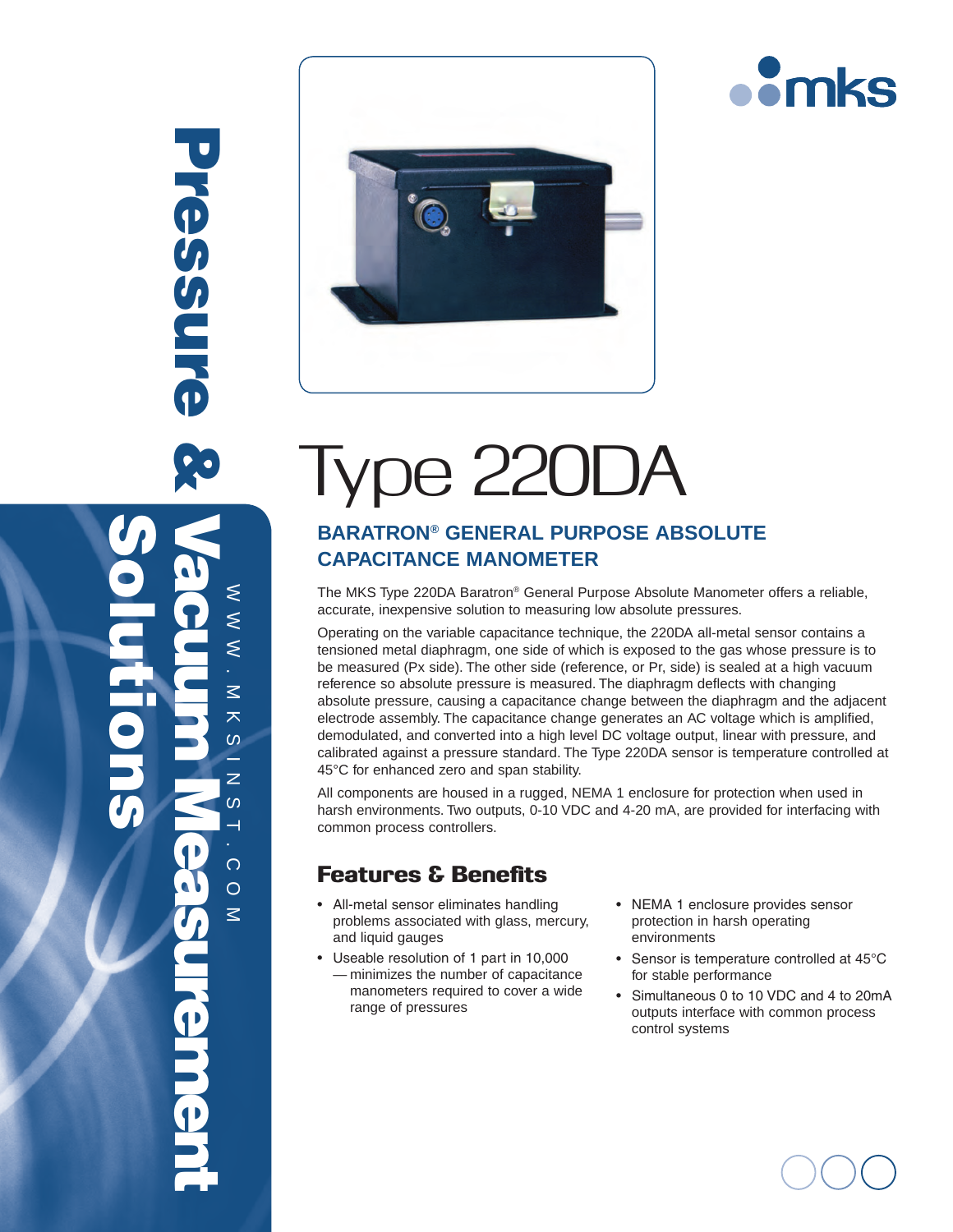Pressure & Vacuum Measurement Solutions

WWW.MKSINST.COM

# Type 220DA

## BARATRON® GENERAL PURPOSE ABSOLUTE CAPACITANCE MANOMETER

The MKS Type 220DA Baratron® General Purpose Absolute Manometer offers a reliable, accurate, inexpensive solution to measuring low absolute pressures.

Operating on the variable capacitance technique, the 220DA all-metal sensor contains a tensioned metal diaphragm, one side of which is exposed to the gas whose pressure is to be measured (Px side). The other side (reference, or Pr, side) is sealed at a high vacuum reference so absolute pressure is measured. The diaphragm deflects with changing absolute pressure, causing a capacitance change between the diaphragm and the adjacent electrode assembly. The capacitance change generates an AC voltage which is amplified, demodulated, and converted into a high level DC voltage output, linear with pressure, and calibrated against a pressure standard. The Type 220DA sensor is temperature controlled at 45°C for enhanced zero and span stability.

All components are housed in a rugged, NEMA 1 enclosure for protection when used in harsh environments. Two outputs, 0-10 VDC and 4-20 mA, are provided for interfacing with common process controllers.

## Features & Benefits

- All-metal sensor eliminates handling problems associated with glass, mercury, and liquid gauges
- Useable resolution of 1 part in 10,000 — minimizes the number of capacitance manometers required to cover a wide range of pressures
- NEMA 1 enclosure provides sensor protection in harsh operating environments
- Sensor is temperature controlled at 45°C for stable performance
- Simultaneous 0 to 10 VDC and 4 to 20mA outputs interface with common process control systems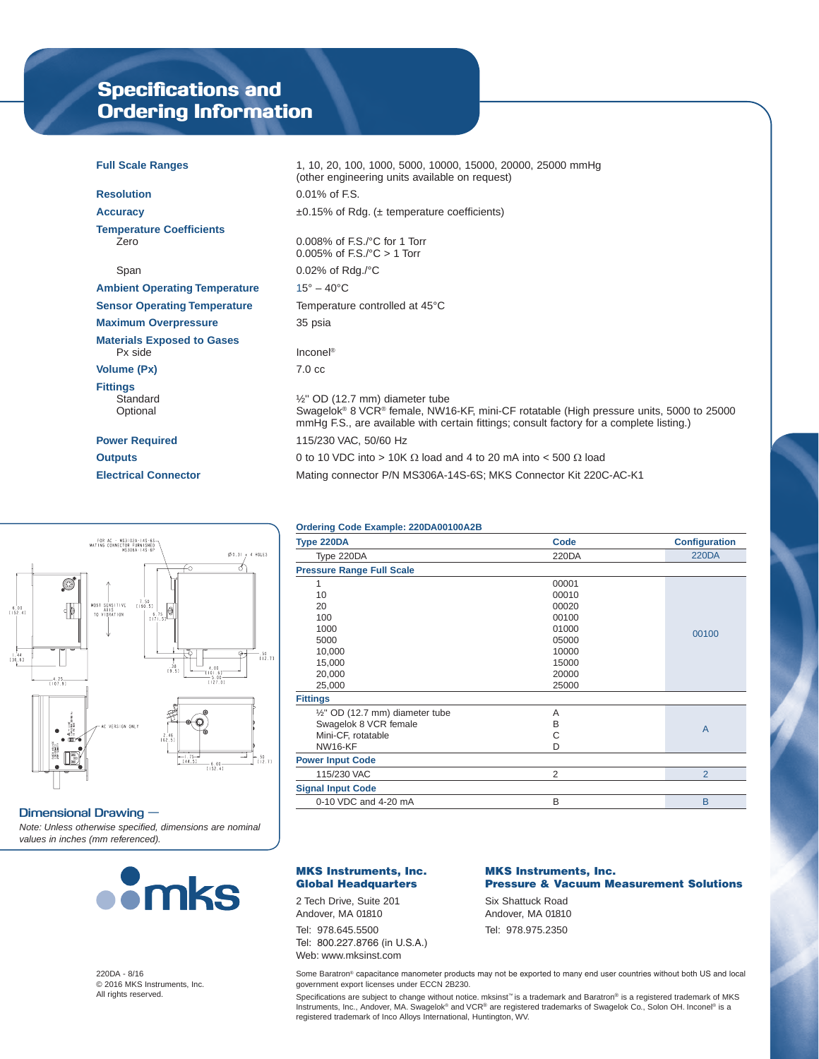# Specifications and Ordering Information

| | |
|---|---|
| **Full Scale Ranges** | 1, 10, 20, 100, 1000, 5000, 10000, 15000, 20000, 25000 mmHg (other engineering units available on request) |
| **Resolution** | 0.01% of F.S. |
| **Accuracy** | ±0.15% of Rdg. (± temperature coefficients) |
| **Temperature Coefficients** | |
| Zero | 0.008% of F.S./°C for 1 Torr<br>0.005% of F.S./°C > 1 Torr |
| Span | 0.02% of Rdg./°C |
| **Ambient Operating Temperature** | 15° – 40°C |
| **Sensor Operating Temperature** | Temperature controlled at 45°C |
| **Maximum Overpressure** | 35 psia |
| **Materials Exposed to Gases** | |
| Px side | Inconel® |
| **Volume (Px)** | 7.0 cc |
| **Fittings** | |
| Standard | ½" OD (12.7 mm) diameter tube |
| Optional | Swagelok® 8 VCR® female, NW16-KF, mini-CF rotatable (High pressure units, 5000 to 25000 mmHg F.S., are available with certain fittings; consult factory for a complete listing.) |
| **Power Required** | 115/230 VAC, 50/60 Hz |
| **Outputs** | 0 to 10 VDC into > 10K Ω load and 4 to 20 mA into < 500 Ω load |
| **Electrical Connector** | Mating connector P/N MS306A-14S-6S; MKS Connector Kit 220C-AC-K1 |

FOR AC - MS3102A-14S-6S
MATING CONNECTOR FURNISHED
MS306A-14S-6P
Ø0.31 x 4 HOLES
MOST SENSITIVE AXIS TO VIBRATION
AC VERSION ONLY

**Dimensional Drawing —**

*Note: Unless otherwise specified, dimensions are nominal values in inches (mm referenced).*

**Ordering Code Example: 220DA00100A2B**

| Type 220DA | Code | Configuration |
|---|---|---|
| Type 220DA | 220DA | 220DA |
| **Pressure Range Full Scale** | | |
| 1 | 00001 | |
| 10 | 00010 | |
| 20 | 00020 | |
| 100 | 00100 | |
| 1000 | 01000 | 00100 |
| 5000 | 05000 | |
| 10,000 | 10000 | |
| 15,000 | 15000 | |
| 20,000 | 20000 | |
| 25,000 | 25000 | |
| **Fittings** | | |
| ½" OD (12.7 mm) diameter tube | A | |
| Swagelok 8 VCR female | B | A |
| Mini-CF, rotatable | C | |
| NW16-KF | D | |
| **Power Input Code** | | |
| 115/230 VAC | 2 | 2 |
| **Signal Input Code** | | |
| 0-10 VDC and 4-20 mA | B | B |

mks

**MKS Instruments, Inc.**
**Global Headquarters**

2 Tech Drive, Suite 201
Andover, MA 01810

Tel: 978.645.5500
Tel: 800.227.8766 (in U.S.A.)
Web: www.mksinst.com

**MKS Instruments, Inc.**
**Pressure & Vacuum Measurement Solutions**

Six Shattuck Road
Andover, MA 01810

Tel: 978.975.2350

220DA - 8/16
© 2016 MKS Instruments, Inc.
All rights reserved.

Some Baratron® capacitance manometer products may not be exported to many end user countries without both US and local government export licenses under ECCN 2B230.

Specifications are subject to change without notice. mksinst™ is a trademark and Baratron® is a registered trademark of MKS Instruments, Inc., Andover, MA. Swagelok® and VCR® are registered trademarks of Swagelok Co., Solon OH. Inconel® is a registered trademark of Inco Alloys International, Huntington, WV.